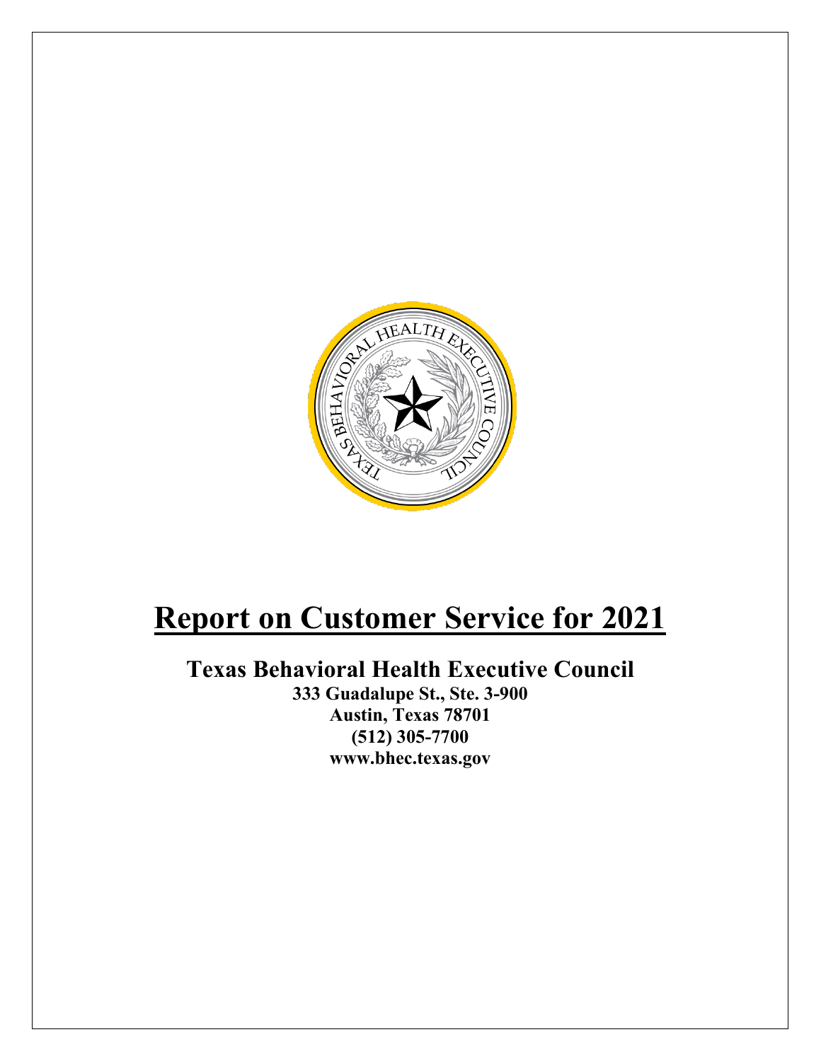# Report on Customer Service for 2021

## Texas Behavioral Health Executive Council

**333 Guadalupe St., Ste. 3-900**
**Austin, Texas 78701**
**(512) 305-7700**
**www.bhec.texas.gov**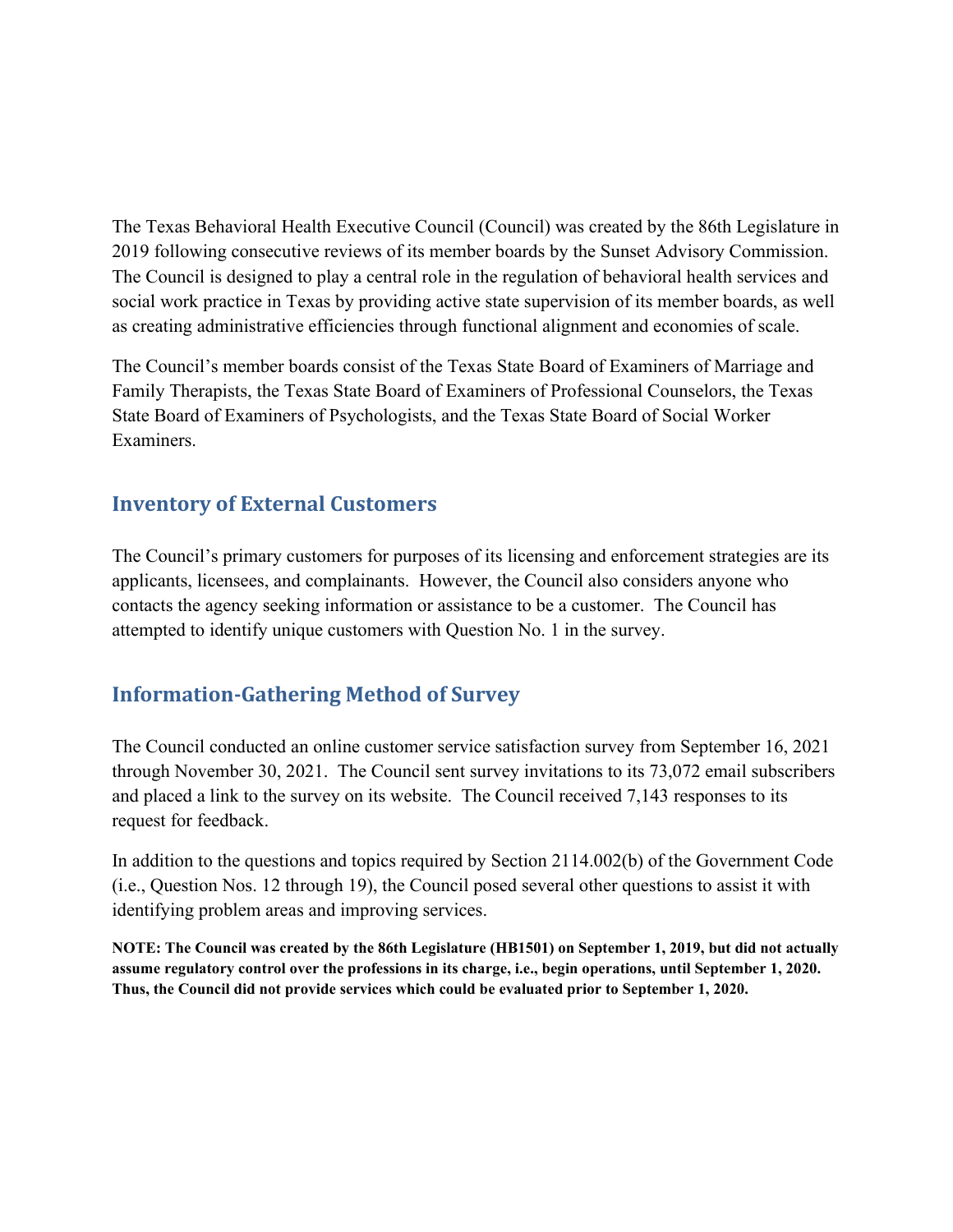The Texas Behavioral Health Executive Council (Council) was created by the 86th Legislature in 2019 following consecutive reviews of its member boards by the Sunset Advisory Commission. The Council is designed to play a central role in the regulation of behavioral health services and social work practice in Texas by providing active state supervision of its member boards, as well as creating administrative efficiencies through functional alignment and economies of scale.

The Council's member boards consist of the Texas State Board of Examiners of Marriage and Family Therapists, the Texas State Board of Examiners of Professional Counselors, the Texas State Board of Examiners of Psychologists, and the Texas State Board of Social Worker Examiners.

## Inventory of External Customers

The Council's primary customers for purposes of its licensing and enforcement strategies are its applicants, licensees, and complainants. However, the Council also considers anyone who contacts the agency seeking information or assistance to be a customer. The Council has attempted to identify unique customers with Question No. 1 in the survey.

## Information-Gathering Method of Survey

The Council conducted an online customer service satisfaction survey from September 16, 2021 through November 30, 2021. The Council sent survey invitations to its 73,072 email subscribers and placed a link to the survey on its website. The Council received 7,143 responses to its request for feedback.

In addition to the questions and topics required by Section 2114.002(b) of the Government Code (i.e., Question Nos. 12 through 19), the Council posed several other questions to assist it with identifying problem areas and improving services.

**NOTE: The Council was created by the 86th Legislature (HB1501) on September 1, 2019, but did not actually assume regulatory control over the professions in its charge, i.e., begin operations, until September 1, 2020. Thus, the Council did not provide services which could be evaluated prior to September 1, 2020.**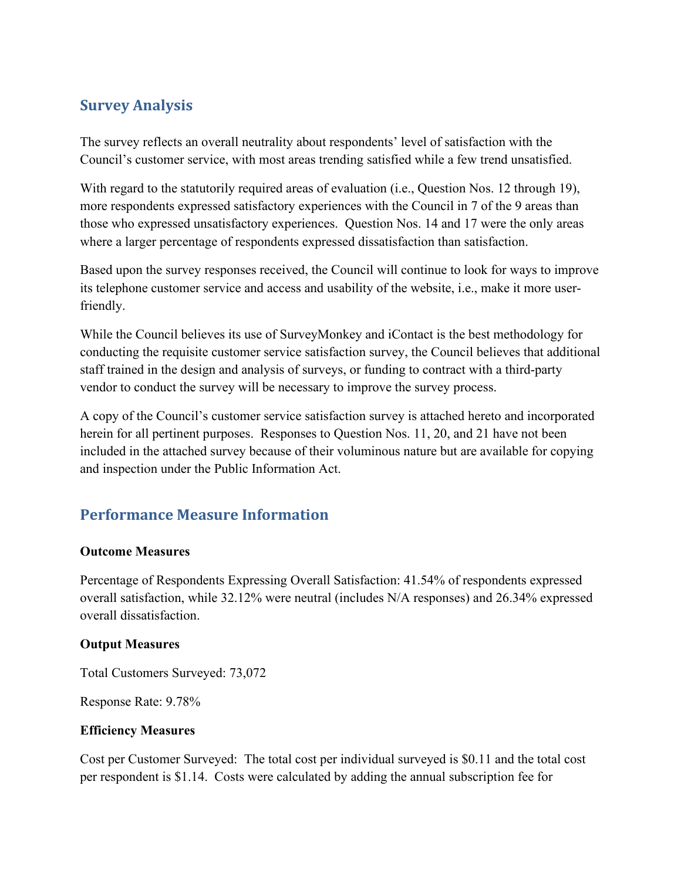## Survey Analysis

The survey reflects an overall neutrality about respondents' level of satisfaction with the Council's customer service, with most areas trending satisfied while a few trend unsatisfied.

With regard to the statutorily required areas of evaluation (i.e., Question Nos. 12 through 19), more respondents expressed satisfactory experiences with the Council in 7 of the 9 areas than those who expressed unsatisfactory experiences. Question Nos. 14 and 17 were the only areas where a larger percentage of respondents expressed dissatisfaction than satisfaction.

Based upon the survey responses received, the Council will continue to look for ways to improve its telephone customer service and access and usability of the website, i.e., make it more user-friendly.

While the Council believes its use of SurveyMonkey and iContact is the best methodology for conducting the requisite customer service satisfaction survey, the Council believes that additional staff trained in the design and analysis of surveys, or funding to contract with a third-party vendor to conduct the survey will be necessary to improve the survey process.

A copy of the Council's customer service satisfaction survey is attached hereto and incorporated herein for all pertinent purposes. Responses to Question Nos. 11, 20, and 21 have not been included in the attached survey because of their voluminous nature but are available for copying and inspection under the Public Information Act.

## Performance Measure Information

**Outcome Measures**

Percentage of Respondents Expressing Overall Satisfaction: 41.54% of respondents expressed overall satisfaction, while 32.12% were neutral (includes N/A responses) and 26.34% expressed overall dissatisfaction.

**Output Measures**

Total Customers Surveyed: 73,072

Response Rate: 9.78%

**Efficiency Measures**

Cost per Customer Surveyed: The total cost per individual surveyed is $0.11 and the total cost per respondent is $1.14. Costs were calculated by adding the annual subscription fee for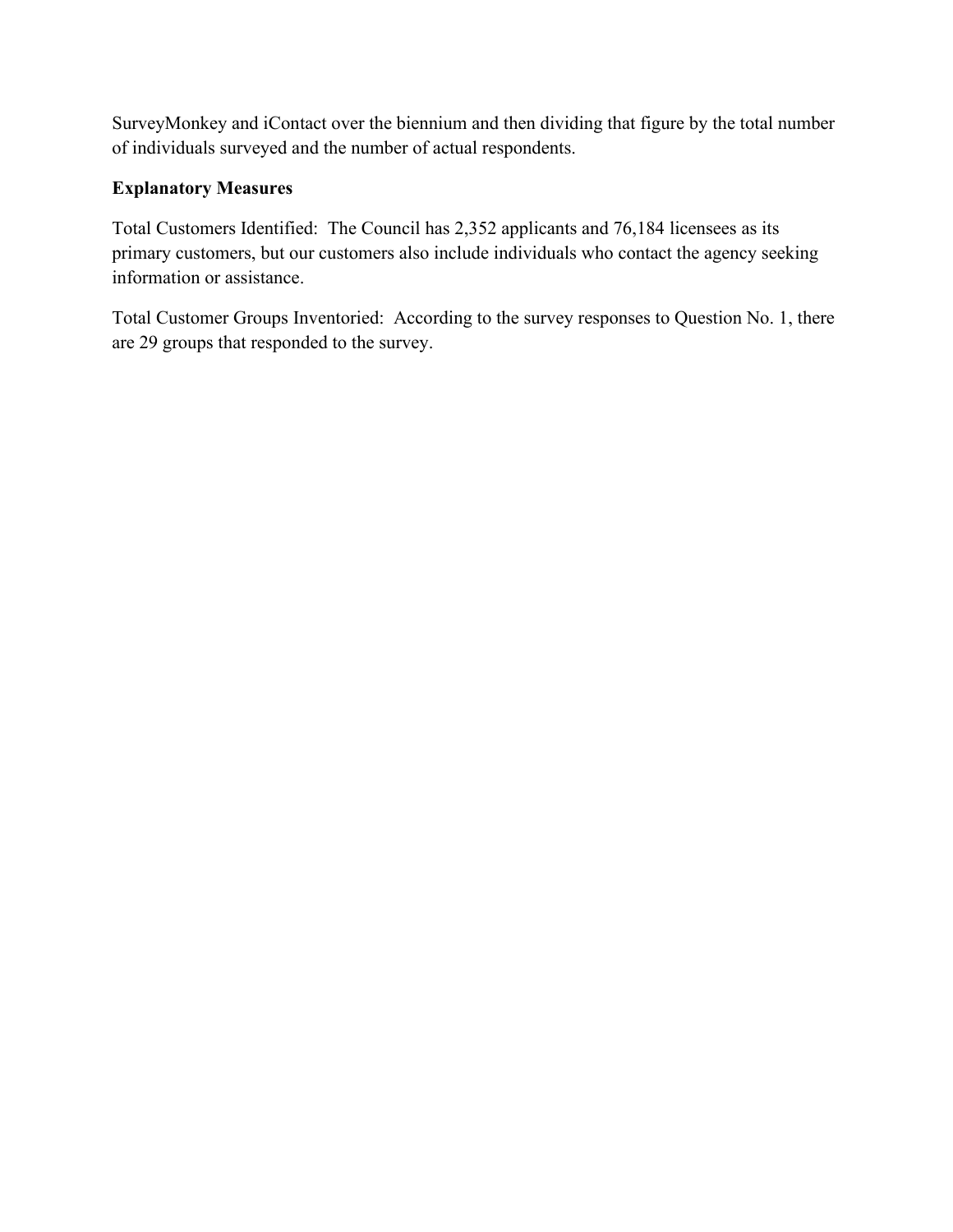SurveyMonkey and iContact over the biennium and then dividing that figure by the total number of individuals surveyed and the number of actual respondents.

**Explanatory Measures**

Total Customers Identified: The Council has 2,352 applicants and 76,184 licensees as its primary customers, but our customers also include individuals who contact the agency seeking information or assistance.

Total Customer Groups Inventoried: According to the survey responses to Question No. 1, there are 29 groups that responded to the survey.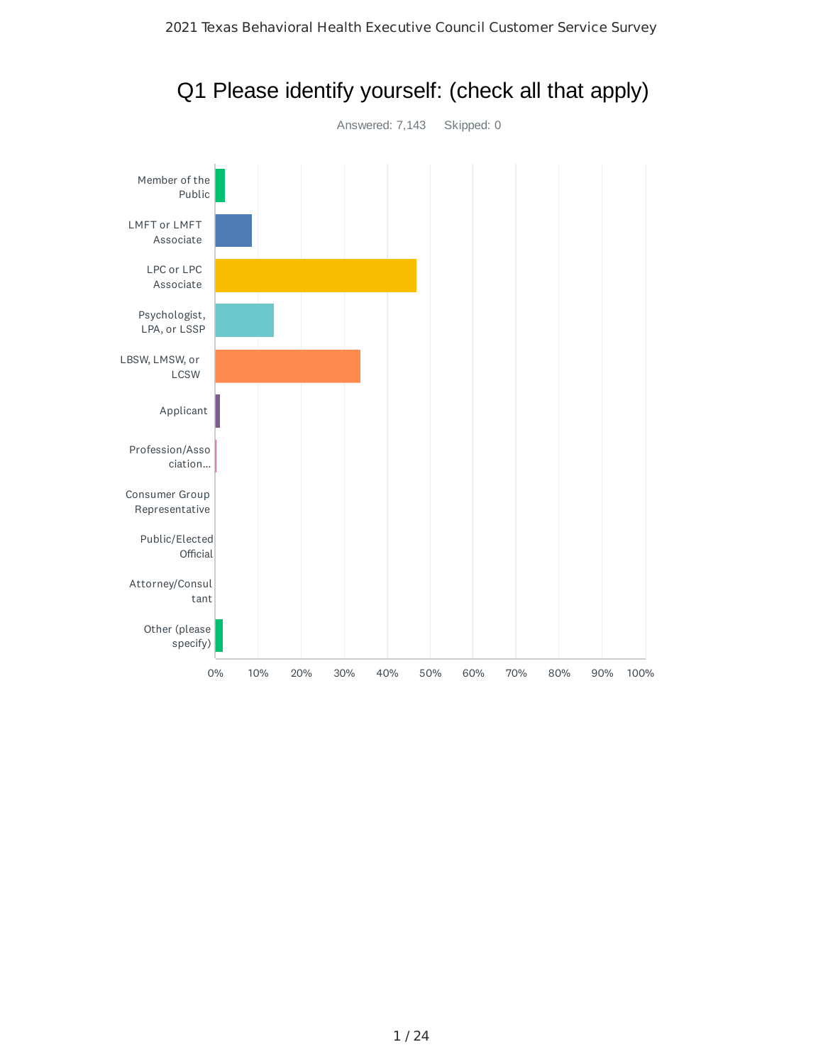# Q1 Please identify yourself: (check all that apply)

Answered: 7,143 Skipped: 0

Member of the Public

LMFT or LMFT Associate

LPC or LPC Associate

Psychologist, LPA, or LSSP

LBSW, LMSW, or LCSW

Applicant

Profession/Association...

Consumer Group Representative

Public/Elected Official

Attorney/Consultant

Other (please specify)

0% 10% 20% 30% 40% 50% 60% 70% 80% 90% 100%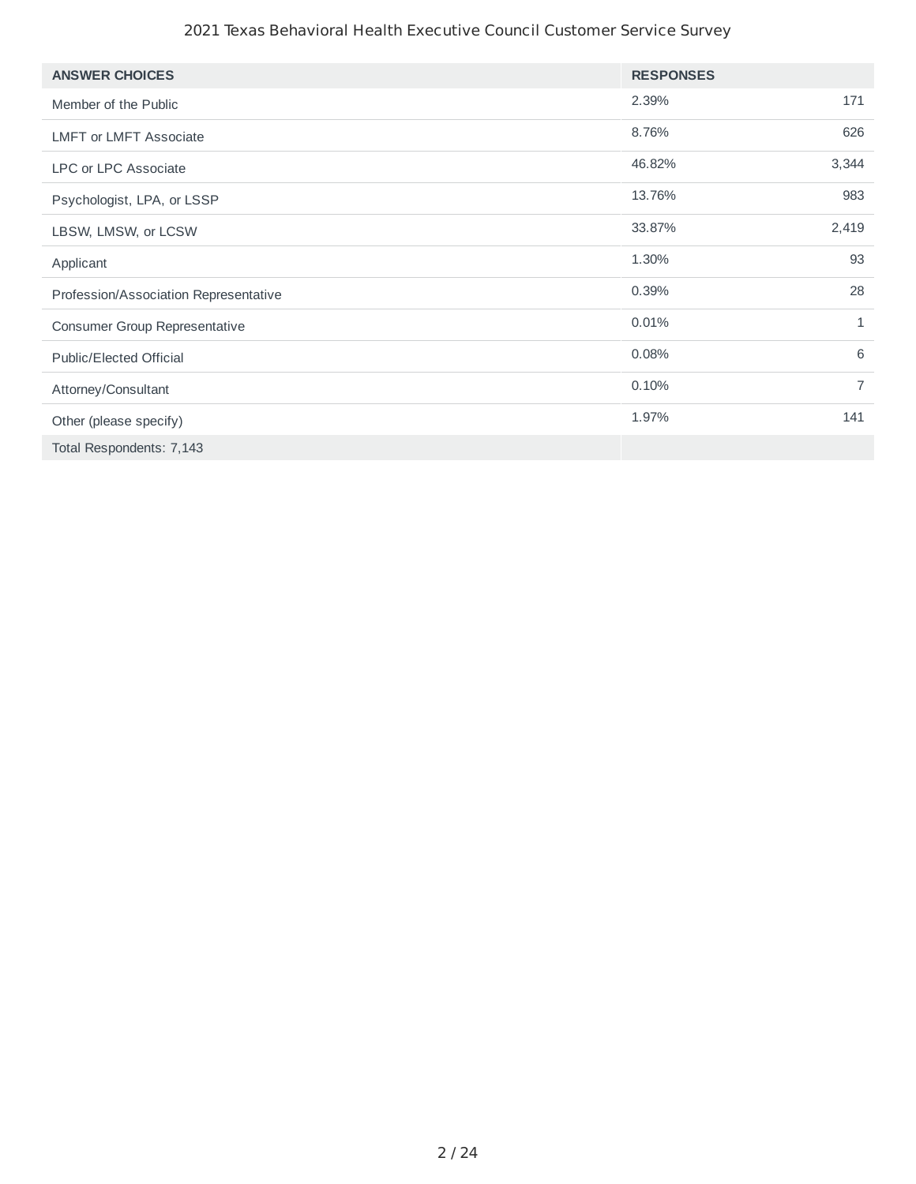| ANSWER CHOICES | RESPONSES | |
|---|---|---|
| Member of the Public | 2.39% | 171 |
| LMFT or LMFT Associate | 8.76% | 626 |
| LPC or LPC Associate | 46.82% | 3,344 |
| Psychologist, LPA, or LSSP | 13.76% | 983 |
| LBSW, LMSW, or LCSW | 33.87% | 2,419 |
| Applicant | 1.30% | 93 |
| Profession/Association Representative | 0.39% | 28 |
| Consumer Group Representative | 0.01% | 1 |
| Public/Elected Official | 0.08% | 6 |
| Attorney/Consultant | 0.10% | 7 |
| Other (please specify) | 1.97% | 141 |
| Total Respondents: 7,143 | | |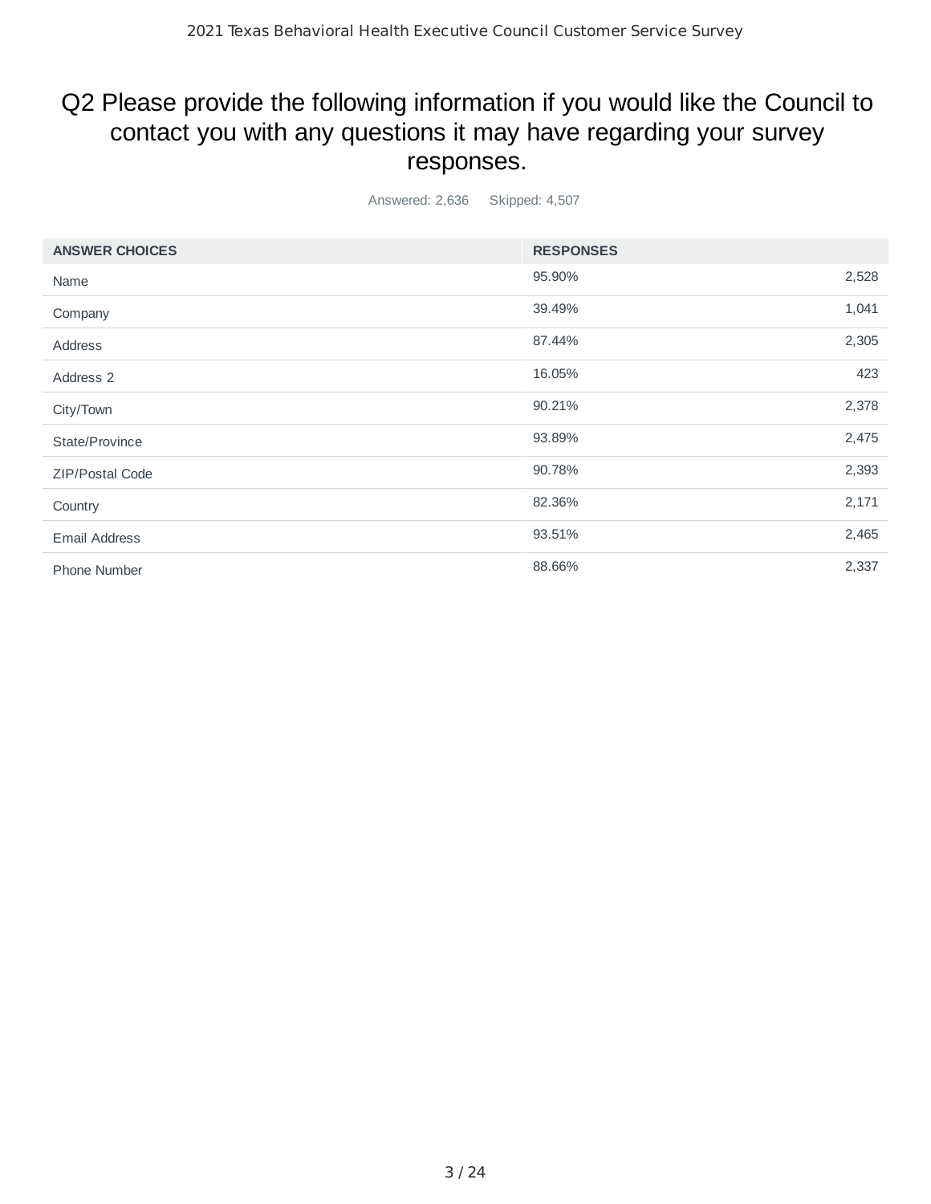## Q2 Please provide the following information if you would like the Council to contact you with any questions it may have regarding your survey responses.

Answered: 2,636 Skipped: 4,507

| ANSWER CHOICES | RESPONSES | |
|---|---|---|
| Name | 95.90% | 2,528 |
| Company | 39.49% | 1,041 |
| Address | 87.44% | 2,305 |
| Address 2 | 16.05% | 423 |
| City/Town | 90.21% | 2,378 |
| State/Province | 93.89% | 2,475 |
| ZIP/Postal Code | 90.78% | 2,393 |
| Country | 82.36% | 2,171 |
| Email Address | 93.51% | 2,465 |
| Phone Number | 88.66% | 2,337 |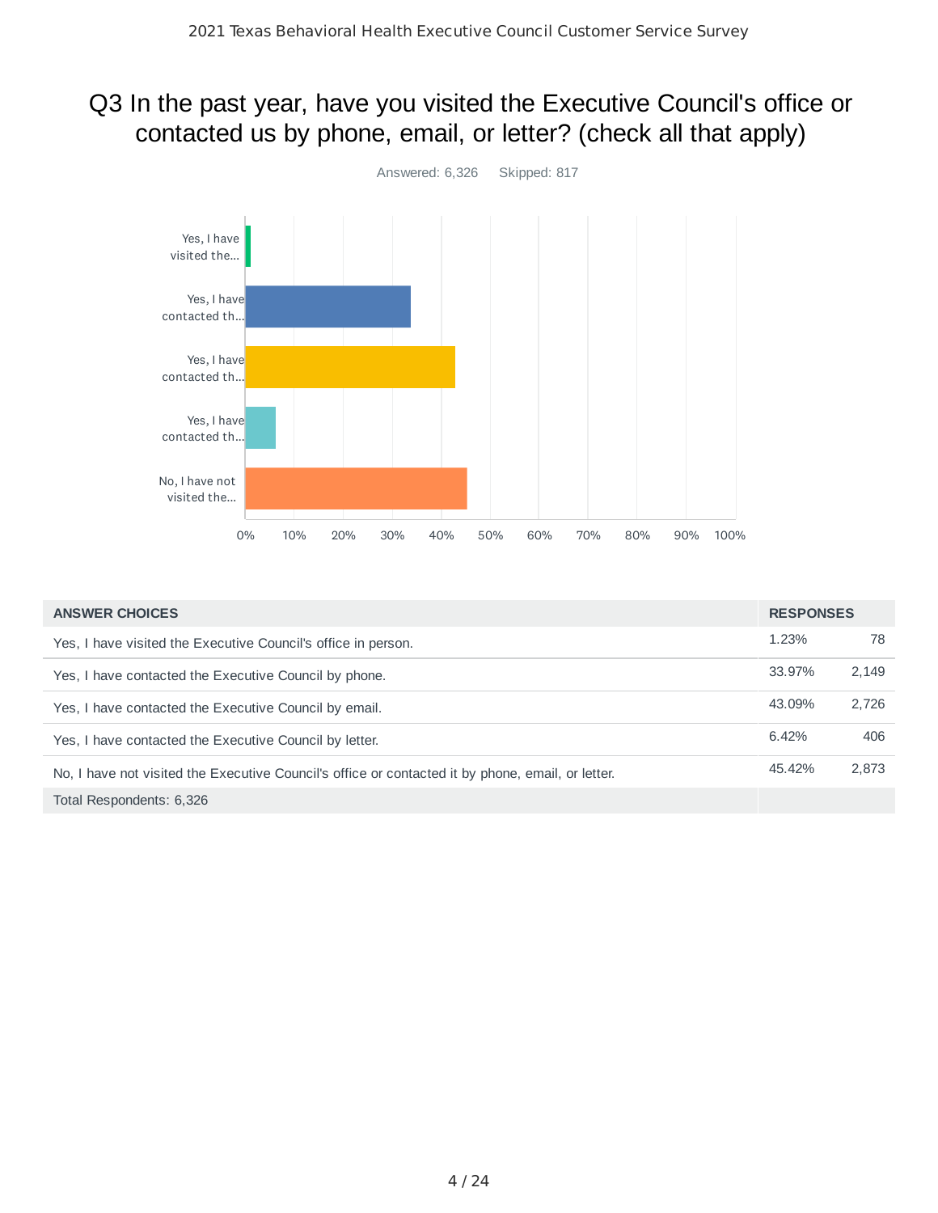## Q3 In the past year, have you visited the Executive Council's office or contacted us by phone, email, or letter? (check all that apply)

Answered: 6,326 Skipped: 817

| ANSWER CHOICES | RESPONSES | |
|---|---|---|
| Yes, I have visited the Executive Council's office in person. | 1.23% | 78 |
| Yes, I have contacted the Executive Council by phone. | 33.97% | 2,149 |
| Yes, I have contacted the Executive Council by email. | 43.09% | 2,726 |
| Yes, I have contacted the Executive Council by letter. | 6.42% | 406 |
| No, I have not visited the Executive Council's office or contacted it by phone, email, or letter. | 45.42% | 2,873 |
| Total Respondents: 6,326 | | |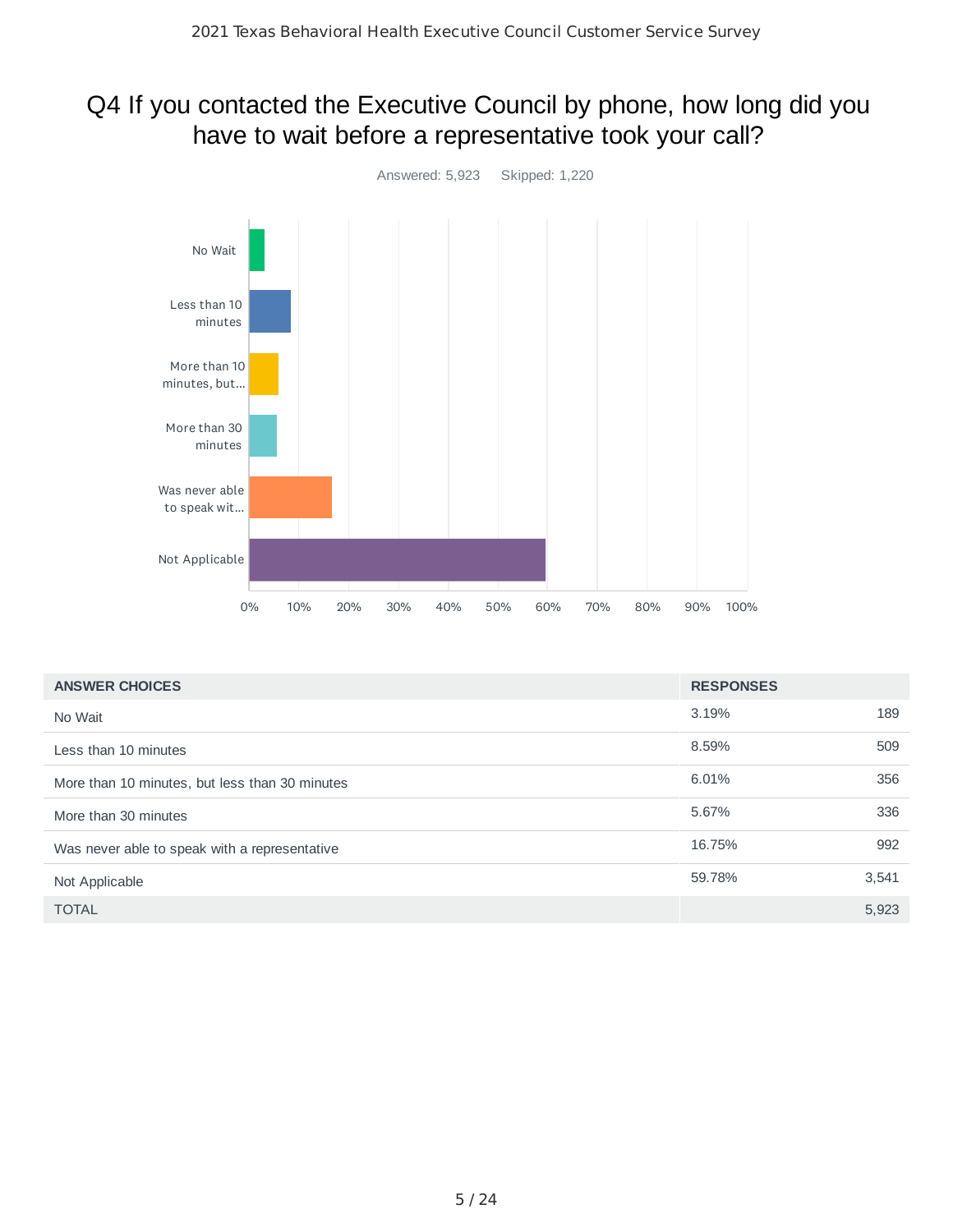## Q4 If you contacted the Executive Council by phone, how long did you have to wait before a representative took your call?

Answered: 5,923 Skipped: 1,220

No Wait

Less than 10 minutes

More than 10 minutes, but...

More than 30 minutes

Was never able to speak wit...

Not Applicable

0% 10% 20% 30% 40% 50% 60% 70% 80% 90% 100%

| ANSWER CHOICES | RESPONSES | |
|---|---|---|
| No Wait | 3.19% | 189 |
| Less than 10 minutes | 8.59% | 509 |
| More than 10 minutes, but less than 30 minutes | 6.01% | 356 |
| More than 30 minutes | 5.67% | 336 |
| Was never able to speak with a representative | 16.75% | 992 |
| Not Applicable | 59.78% | 3,541 |
| TOTAL | | 5,923 |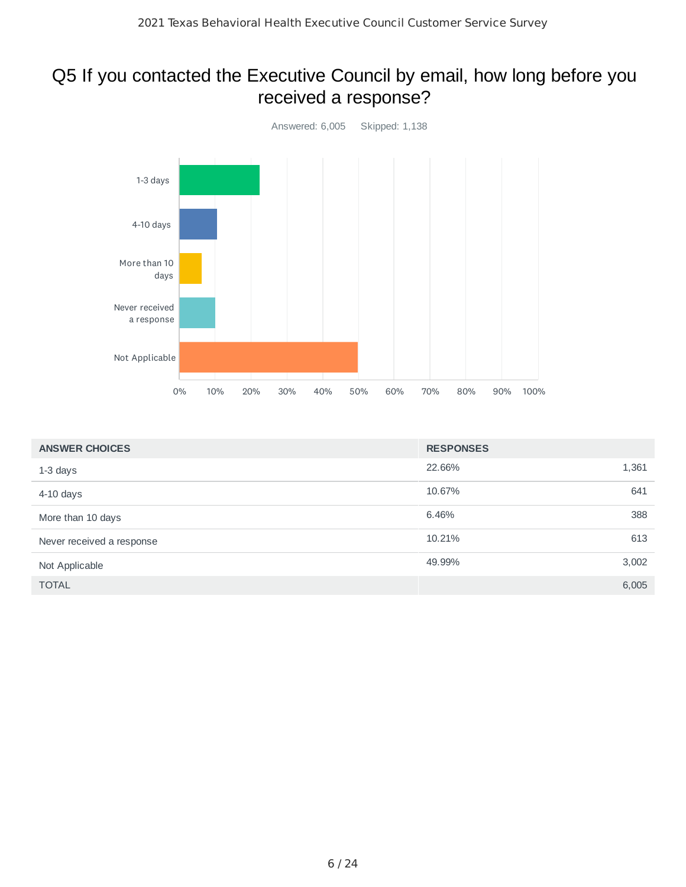## Q5 If you contacted the Executive Council by email, how long before you received a response?

Answered: 6,005 Skipped: 1,138

| ANSWER CHOICES | RESPONSES | |
|---|---|---|
| 1-3 days | 22.66% | 1,361 |
| 4-10 days | 10.67% | 641 |
| More than 10 days | 6.46% | 388 |
| Never received a response | 10.21% | 613 |
| Not Applicable | 49.99% | 3,002 |
| TOTAL | | 6,005 |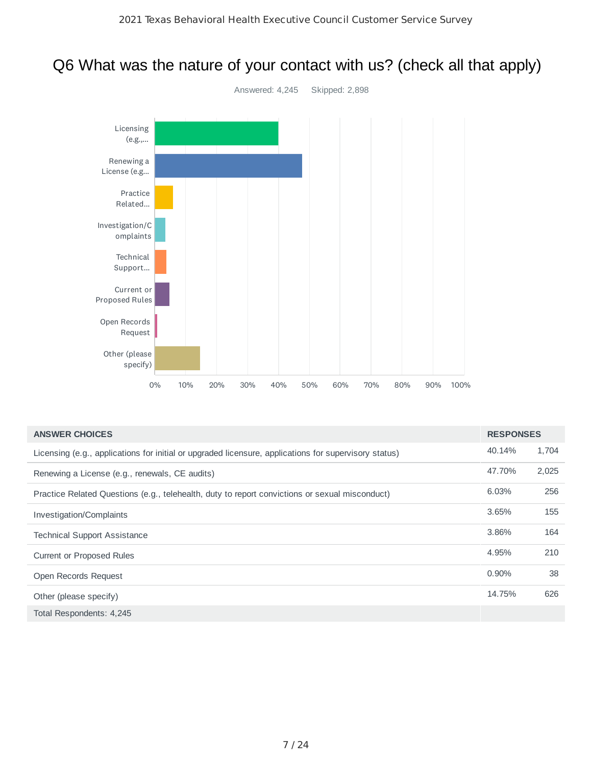## Q6 What was the nature of your contact with us? (check all that apply)

Answered: 4,245 Skipped: 2,898

| ANSWER CHOICES | RESPONSES | |
|---|---|---|
| Licensing (e.g., applications for initial or upgraded licensure, applications for supervisory status) | 40.14% | 1,704 |
| Renewing a License (e.g., renewals, CE audits) | 47.70% | 2,025 |
| Practice Related Questions (e.g., telehealth, duty to report convictions or sexual misconduct) | 6.03% | 256 |
| Investigation/Complaints | 3.65% | 155 |
| Technical Support Assistance | 3.86% | 164 |
| Current or Proposed Rules | 4.95% | 210 |
| Open Records Request | 0.90% | 38 |
| Other (please specify) | 14.75% | 626 |
| Total Respondents: 4,245 | | |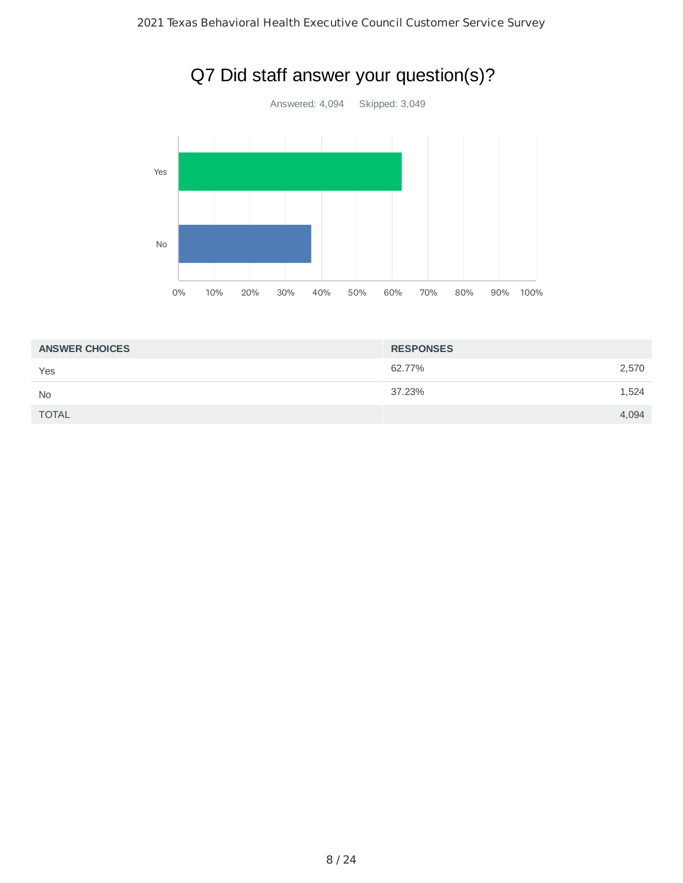# Q7 Did staff answer your question(s)?

Answered: 4,094 Skipped: 3,049

| ANSWER CHOICES | RESPONSES | |
|---|---|---|
| Yes | 62.77% | 2,570 |
| No | 37.23% | 1,524 |
| TOTAL | | 4,094 |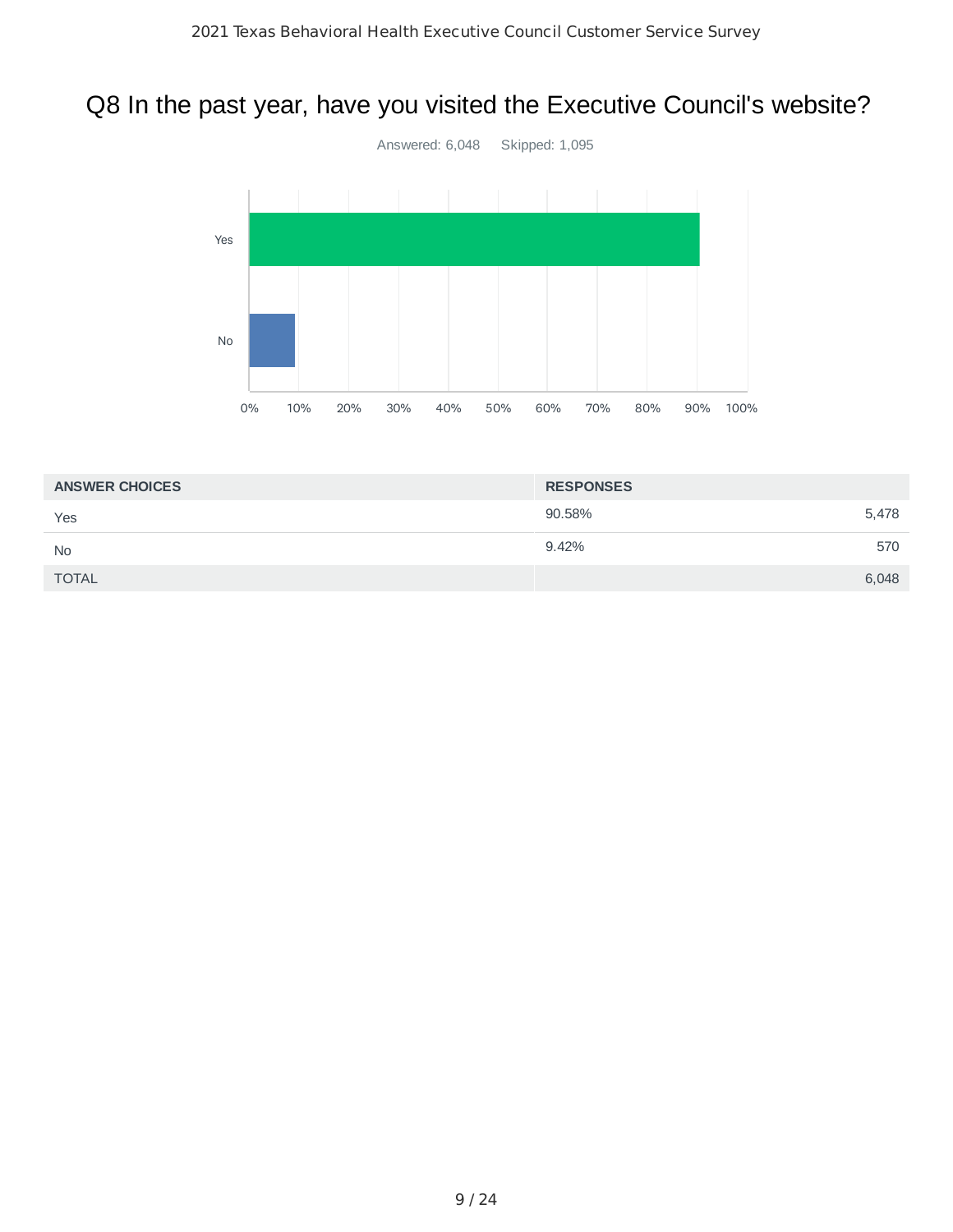## Q8 In the past year, have you visited the Executive Council's website?

Answered: 6,048 Skipped: 1,095

| ANSWER CHOICES | RESPONSES | |
|---|---|---|
| Yes | 90.58% | 5,478 |
| No | 9.42% | 570 |
| TOTAL | | 6,048 |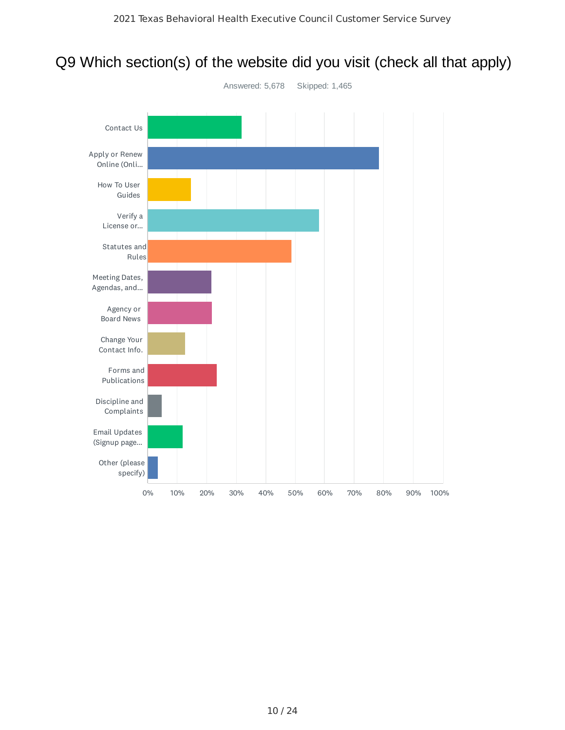# Q9 Which section(s) of the website did you visit (check all that apply)

Answered: 5,678 Skipped: 1,465

- Contact Us
- Apply or Renew Online (Onli...
- How To User Guides
- Verify a License or...
- Statutes and Rules
- Meeting Dates, Agendas, and...
- Agency or Board News
- Change Your Contact Info.
- Forms and Publications
- Discipline and Complaints
- Email Updates (Signup page...
- Other (please specify)

0% 10% 20% 30% 40% 50% 60% 70% 80% 90% 100%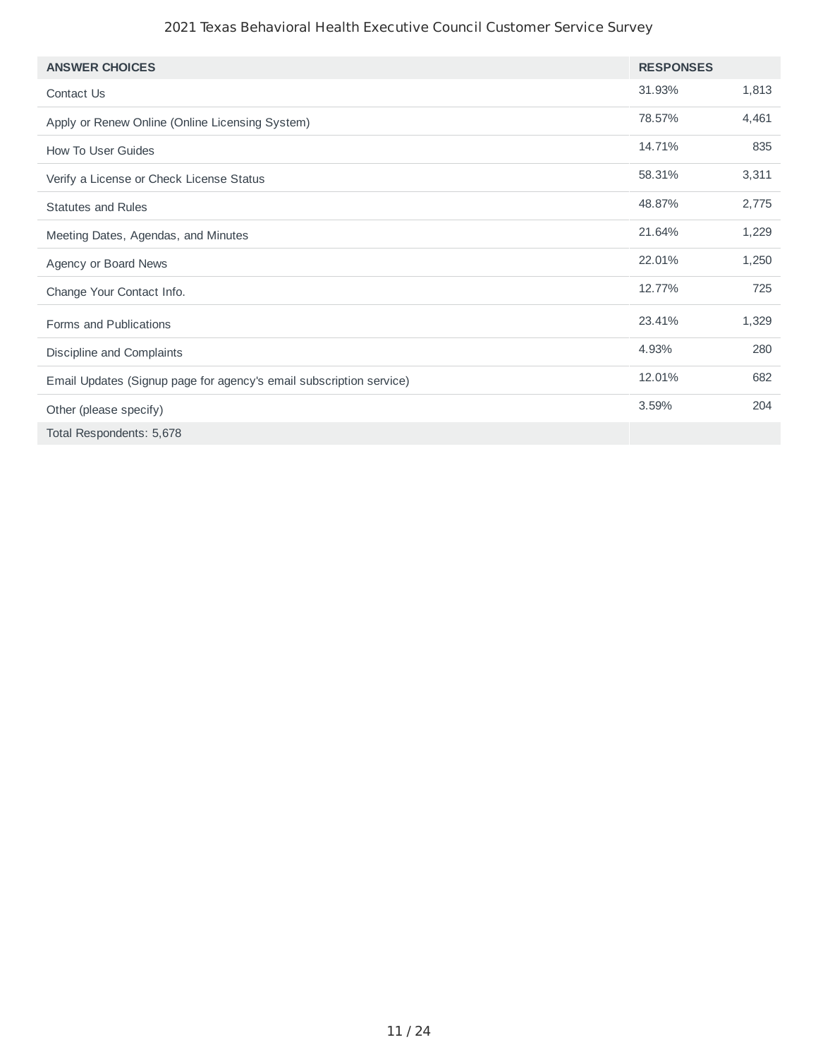| ANSWER CHOICES | RESPONSES | |
|---|---|---|
| Contact Us | 31.93% | 1,813 |
| Apply or Renew Online (Online Licensing System) | 78.57% | 4,461 |
| How To User Guides | 14.71% | 835 |
| Verify a License or Check License Status | 58.31% | 3,311 |
| Statutes and Rules | 48.87% | 2,775 |
| Meeting Dates, Agendas, and Minutes | 21.64% | 1,229 |
| Agency or Board News | 22.01% | 1,250 |
| Change Your Contact Info. | 12.77% | 725 |
| Forms and Publications | 23.41% | 1,329 |
| Discipline and Complaints | 4.93% | 280 |
| Email Updates (Signup page for agency's email subscription service) | 12.01% | 682 |
| Other (please specify) | 3.59% | 204 |
| Total Respondents: 5,678 | | |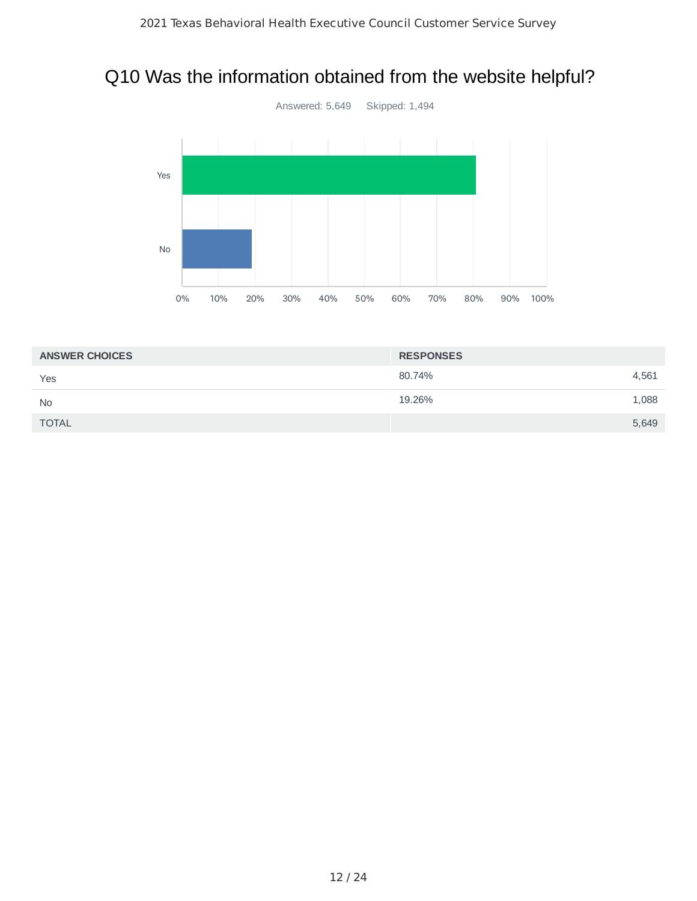## Q10 Was the information obtained from the website helpful?

Answered: 5,649 Skipped: 1,494

| ANSWER CHOICES | RESPONSES | |
|---|---|---|
| Yes | 80.74% | 4,561 |
| No | 19.26% | 1,088 |
| TOTAL | | 5,649 |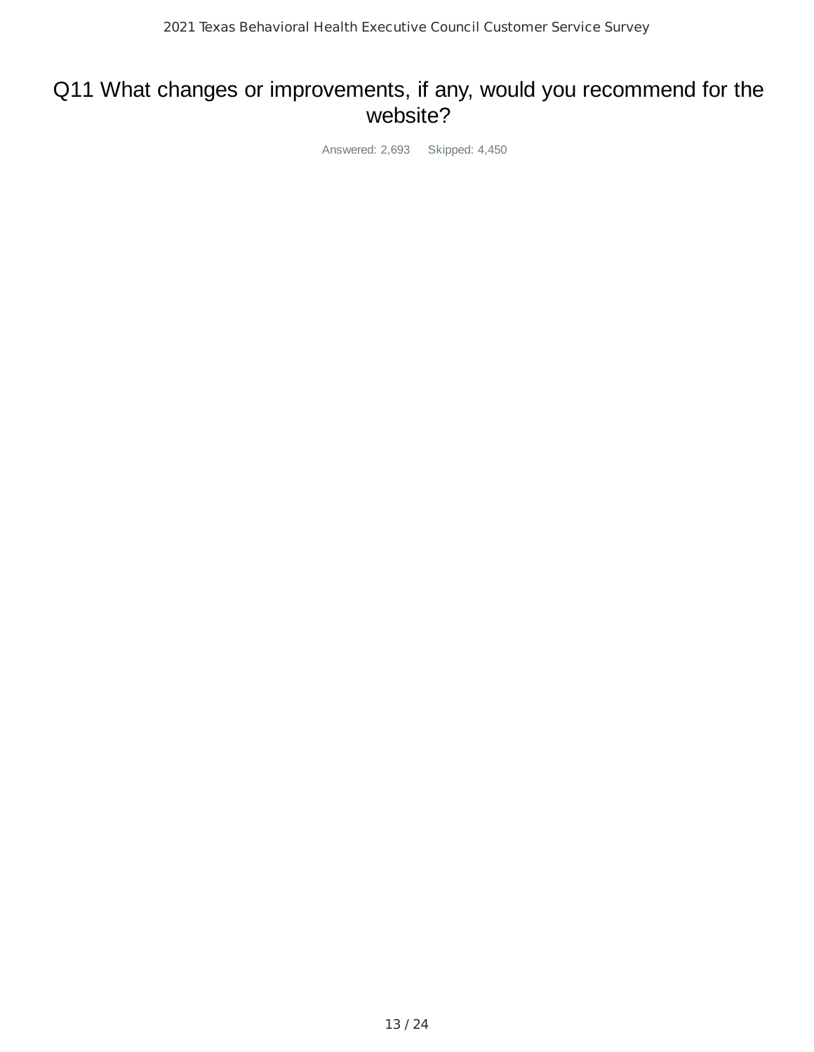# Q11 What changes or improvements, if any, would you recommend for the website?

Answered: 2,693 Skipped: 4,450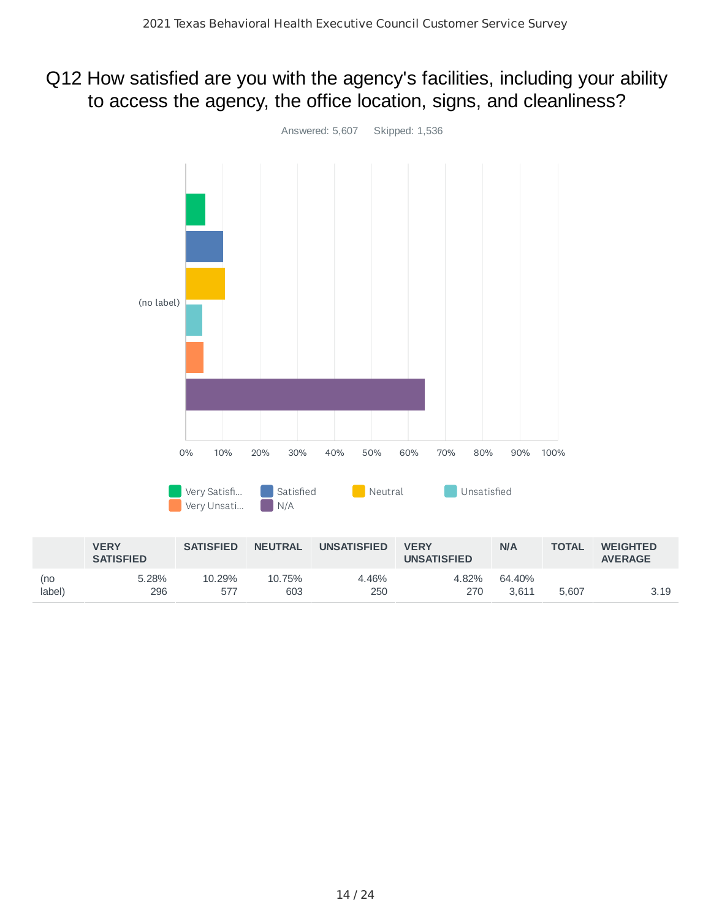## Q12 How satisfied are you with the agency's facilities, including your ability to access the agency, the office location, signs, and cleanliness?

Answered: 5,607 Skipped: 1,536

|  | VERY SATISFIED | SATISFIED | NEUTRAL | UNSATISFIED | VERY UNSATISFIED | N/A | TOTAL | WEIGHTED AVERAGE |
|---|---|---|---|---|---|---|---|---|
| (no label) | 5.28% 296 | 10.29% 577 | 10.75% 603 | 4.46% 250 | 4.82% 270 | 64.40% 3,611 | 5,607 | 3.19 |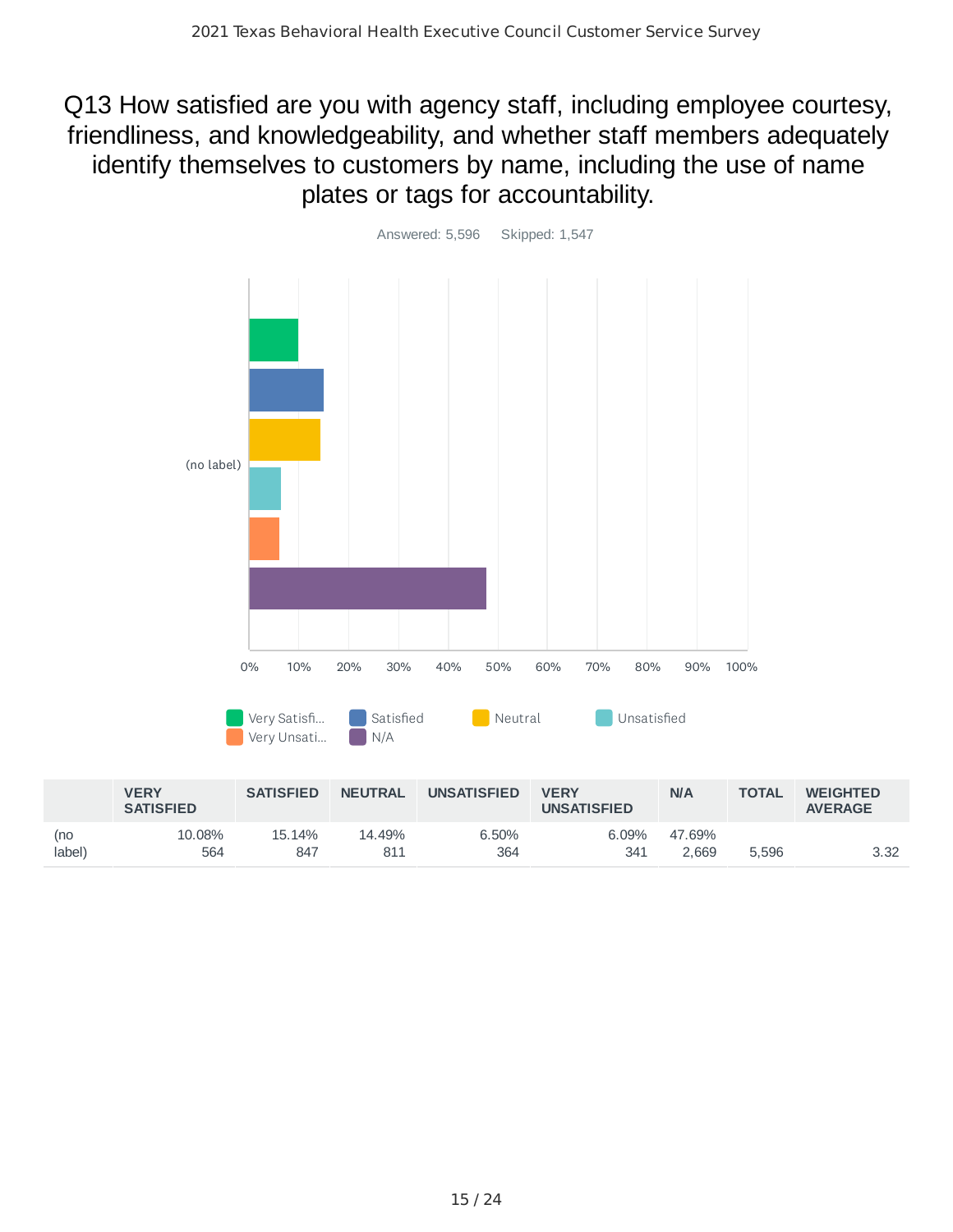# Q13 How satisfied are you with agency staff, including employee courtesy, friendliness, and knowledgeability, and whether staff members adequately identify themselves to customers by name, including the use of name plates or tags for accountability.

Answered: 5,596 Skipped: 1,547

|  | VERY SATISFIED | SATISFIED | NEUTRAL | UNSATISFIED | VERY UNSATISFIED | N/A | TOTAL | WEIGHTED AVERAGE |
|---|---|---|---|---|---|---|---|---|
| (no label) | 10.08%<br>564 | 15.14%<br>847 | 14.49%<br>811 | 6.50%<br>364 | 6.09%<br>341 | 47.69%<br>2,669 | 5,596 | 3.32 |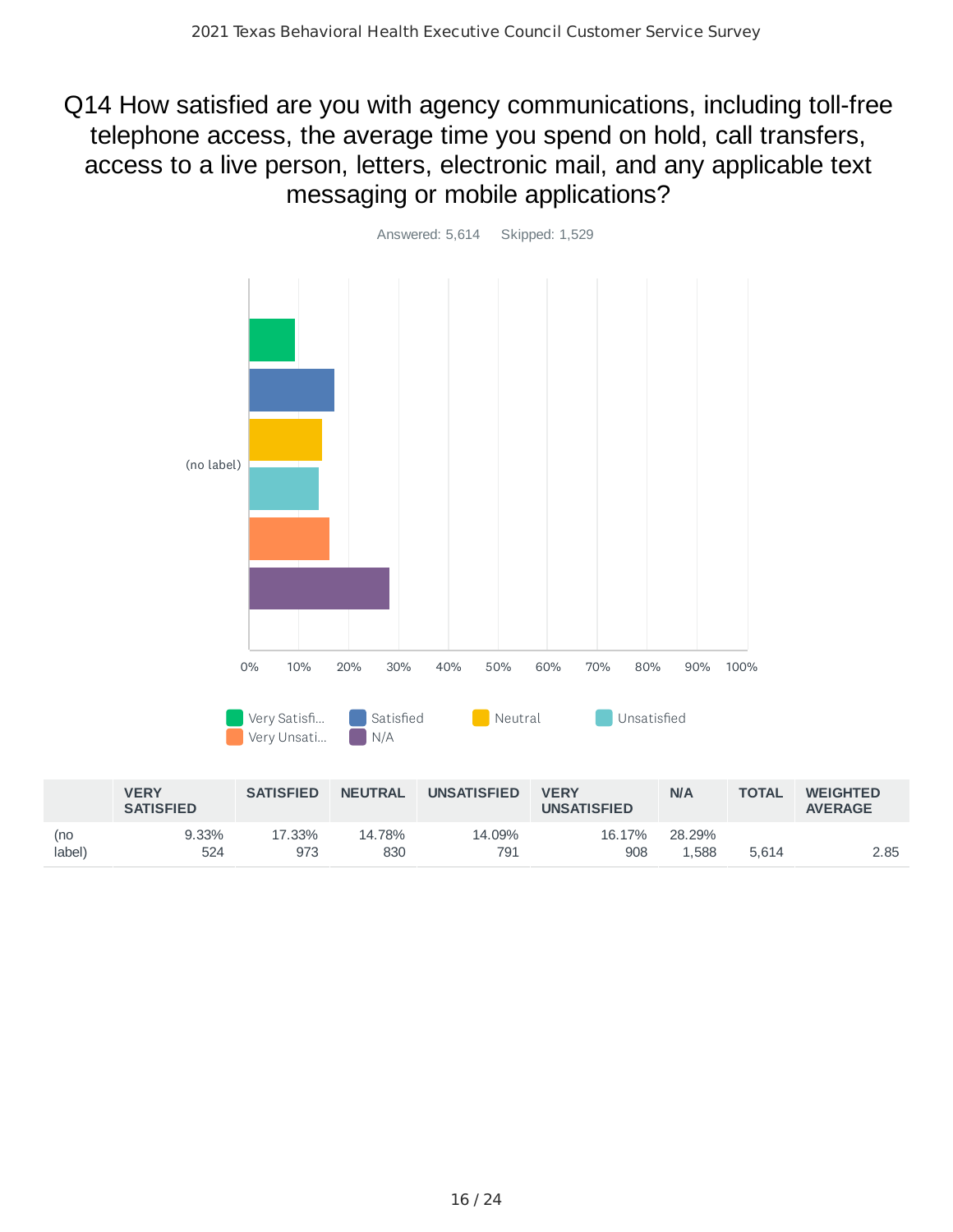## Q14 How satisfied are you with agency communications, including toll-free telephone access, the average time you spend on hold, call transfers, access to a live person, letters, electronic mail, and any applicable text messaging or mobile applications?

Answered: 5,614 Skipped: 1,529

| | VERY SATISFIED | SATISFIED | NEUTRAL | UNSATISFIED | VERY UNSATISFIED | N/A | TOTAL | WEIGHTED AVERAGE |
|---|---|---|---|---|---|---|---|---|
| (no label) | 9.33% 524 | 17.33% 973 | 14.78% 830 | 14.09% 791 | 16.17% 908 | 28.29% 1,588 | 5,614 | 2.85 |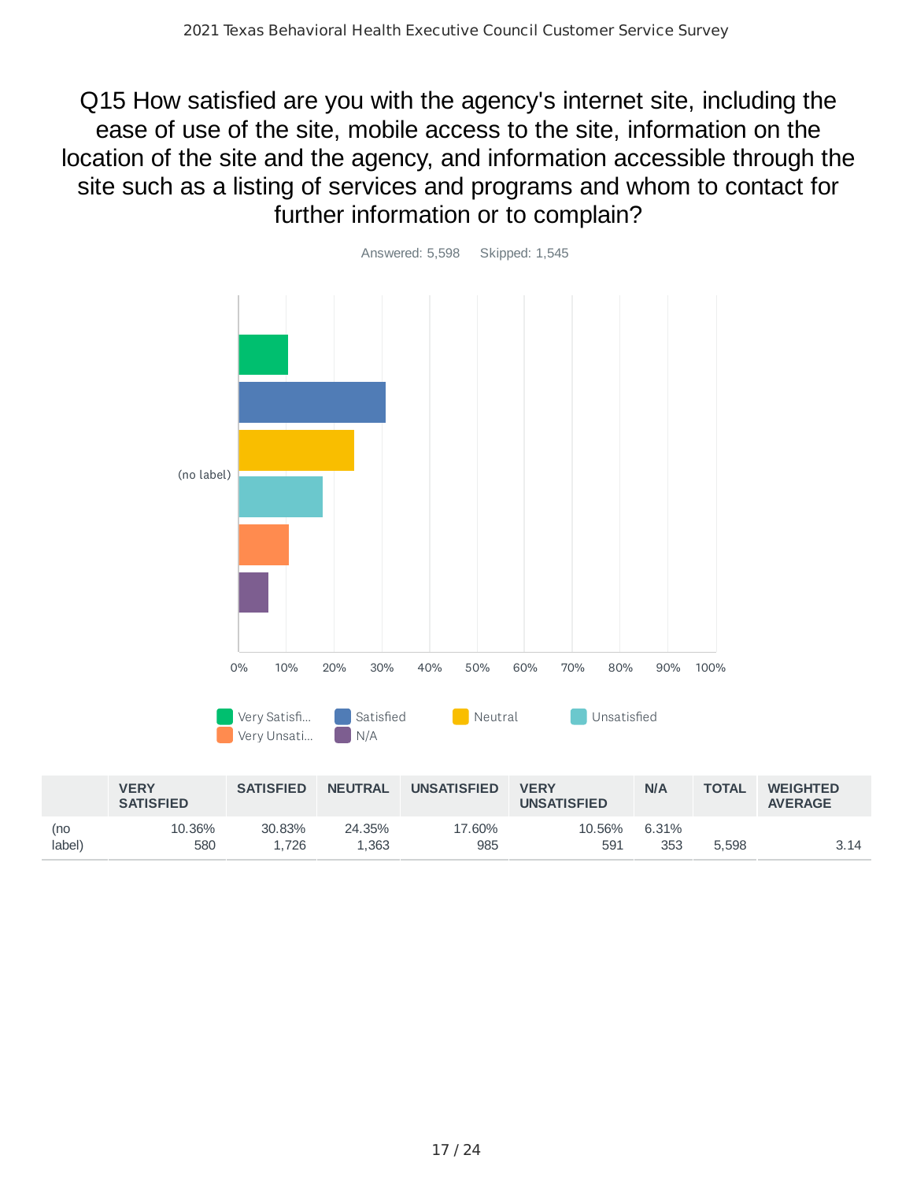# Q15 How satisfied are you with the agency's internet site, including the ease of use of the site, mobile access to the site, information on the location of the site and the agency, and information accessible through the site such as a listing of services and programs and whom to contact for further information or to complain?

Answered: 5,598 Skipped: 1,545

| | VERY SATISFIED | SATISFIED | NEUTRAL | UNSATISFIED | VERY UNSATISFIED | N/A | TOTAL | WEIGHTED AVERAGE |
|---|---|---|---|---|---|---|---|---|
| (no label) | 10.36%<br>580 | 30.83%<br>1,726 | 24.35%<br>1,363 | 17.60%<br>985 | 10.56%<br>591 | 6.31%<br>353 | 5,598 | 3.14 |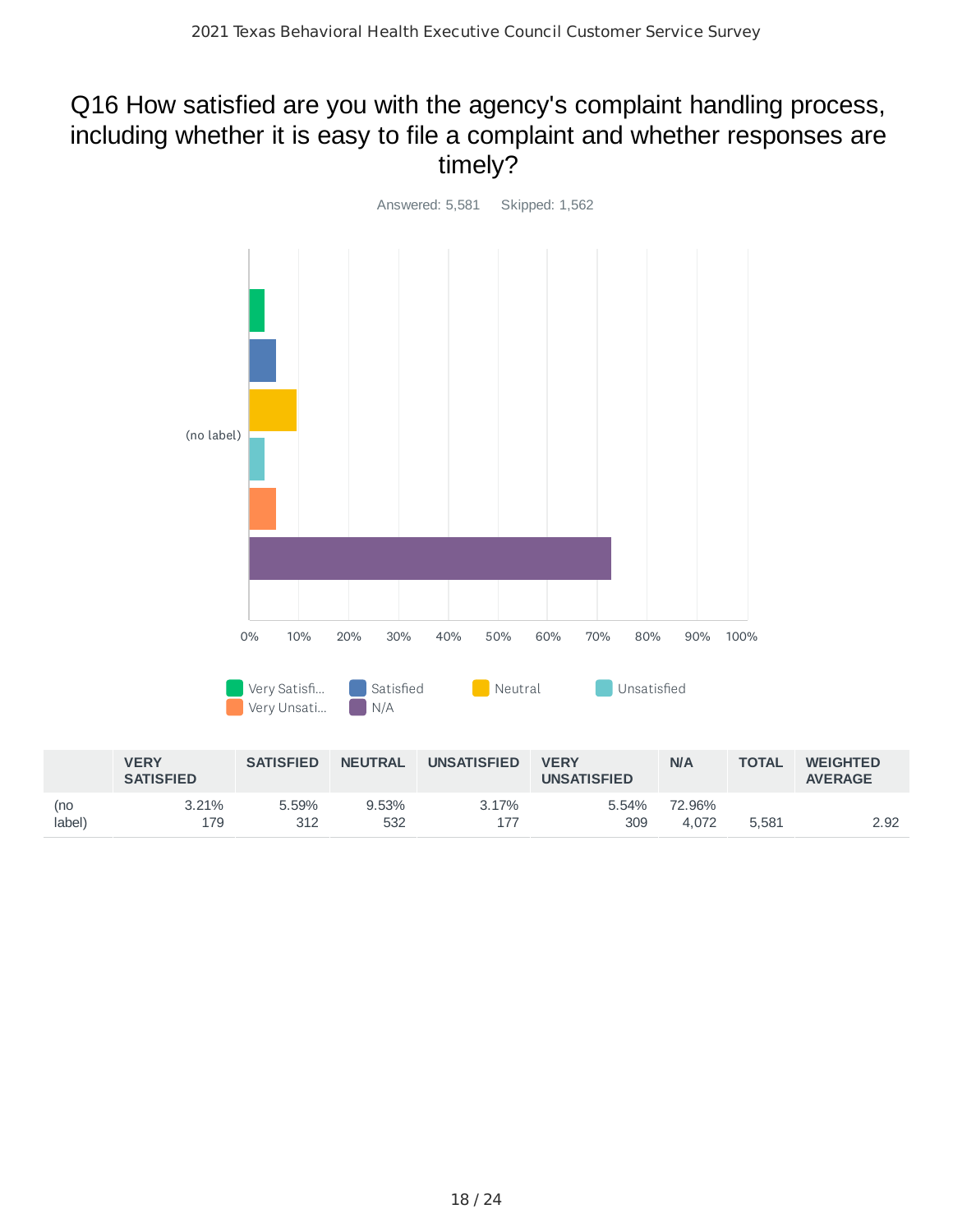# Q16 How satisfied are you with the agency's complaint handling process, including whether it is easy to file a complaint and whether responses are timely?

Answered: 5,581 Skipped: 1,562

| | VERY SATISFIED | SATISFIED | NEUTRAL | UNSATISFIED | VERY UNSATISFIED | N/A | TOTAL | WEIGHTED AVERAGE |
|---|---|---|---|---|---|---|---|---|
| (no label) | 3.21% 179 | 5.59% 312 | 9.53% 532 | 3.17% 177 | 5.54% 309 | 72.96% 4,072 | 5,581 | 2.92 |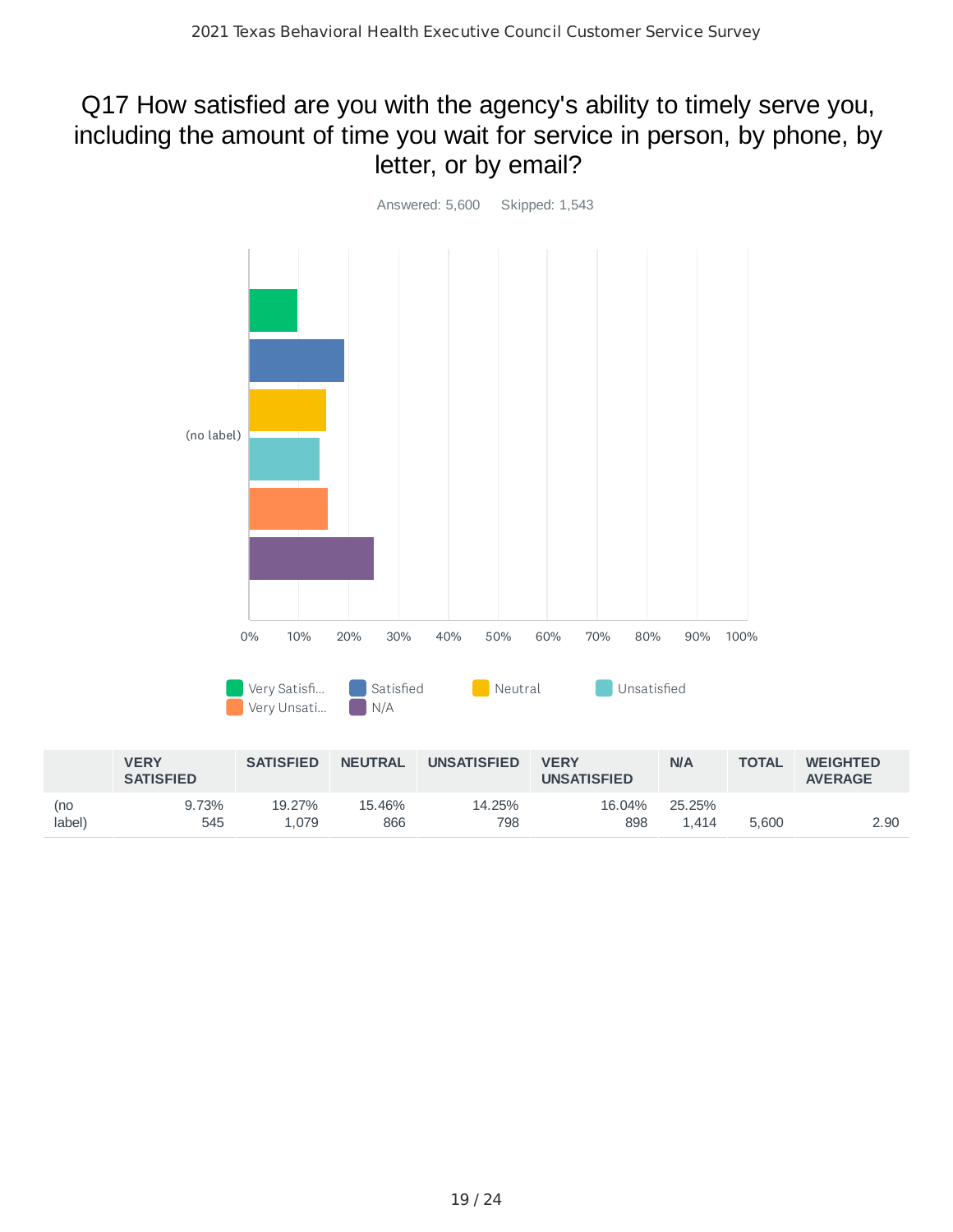# Q17 How satisfied are you with the agency's ability to timely serve you, including the amount of time you wait for service in person, by phone, by letter, or by email?

Answered: 5,600 Skipped: 1,543

|  | VERY SATISFIED | SATISFIED | NEUTRAL | UNSATISFIED | VERY UNSATISFIED | N/A | TOTAL | WEIGHTED AVERAGE |
|---|---|---|---|---|---|---|---|---|
| (no label) | 9.73% 545 | 19.27% 1,079 | 15.46% 866 | 14.25% 798 | 16.04% 898 | 25.25% 1,414 | 5,600 | 2.90 |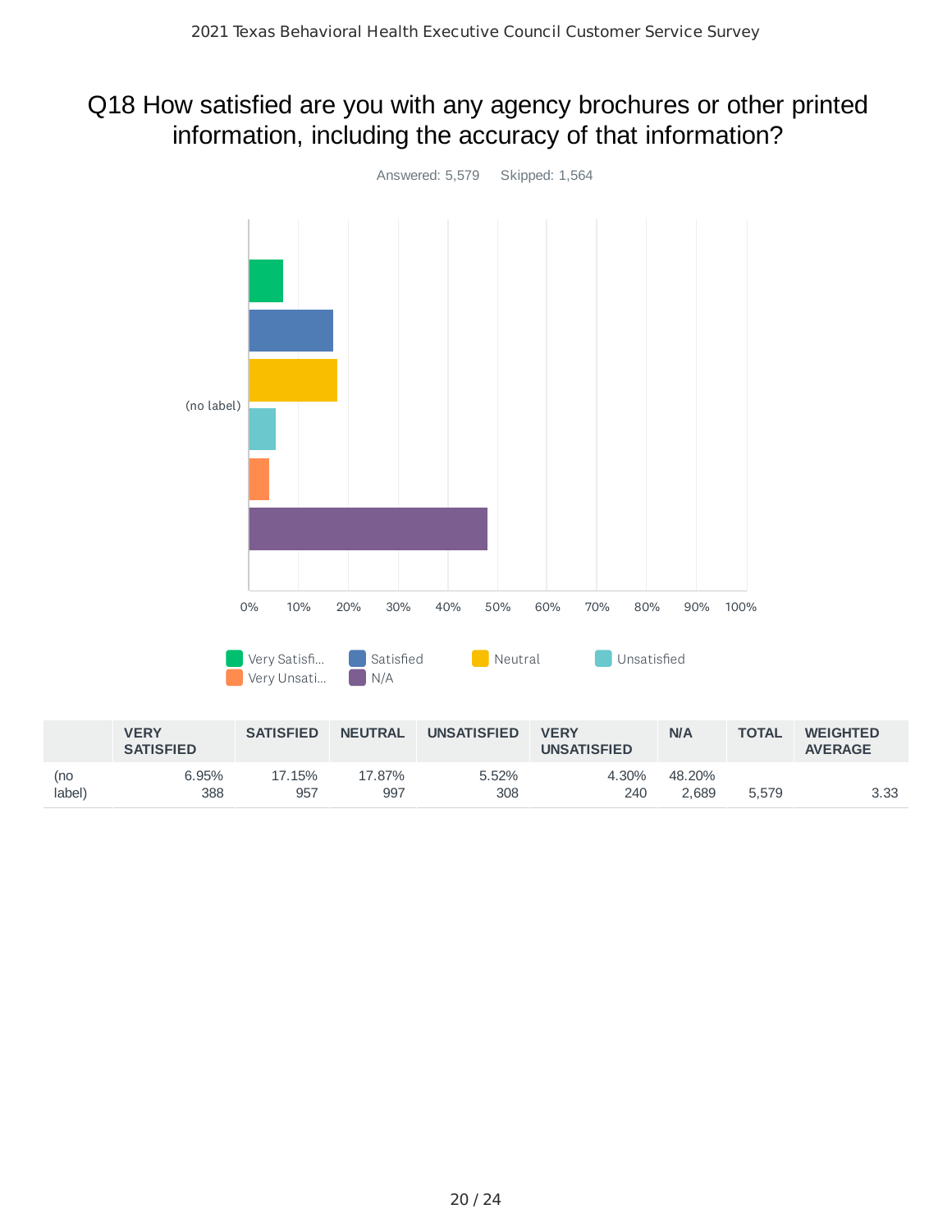## Q18 How satisfied are you with any agency brochures or other printed information, including the accuracy of that information?

Answered: 5,579 Skipped: 1,564

| | VERY SATISFIED | SATISFIED | NEUTRAL | UNSATISFIED | VERY UNSATISFIED | N/A | TOTAL | WEIGHTED AVERAGE |
|---|---|---|---|---|---|---|---|---|
| (no label) | 6.95%<br>388 | 17.15%<br>957 | 17.87%<br>997 | 5.52%<br>308 | 4.30%<br>240 | 48.20%<br>2,689 | 5,579 | 3.33 |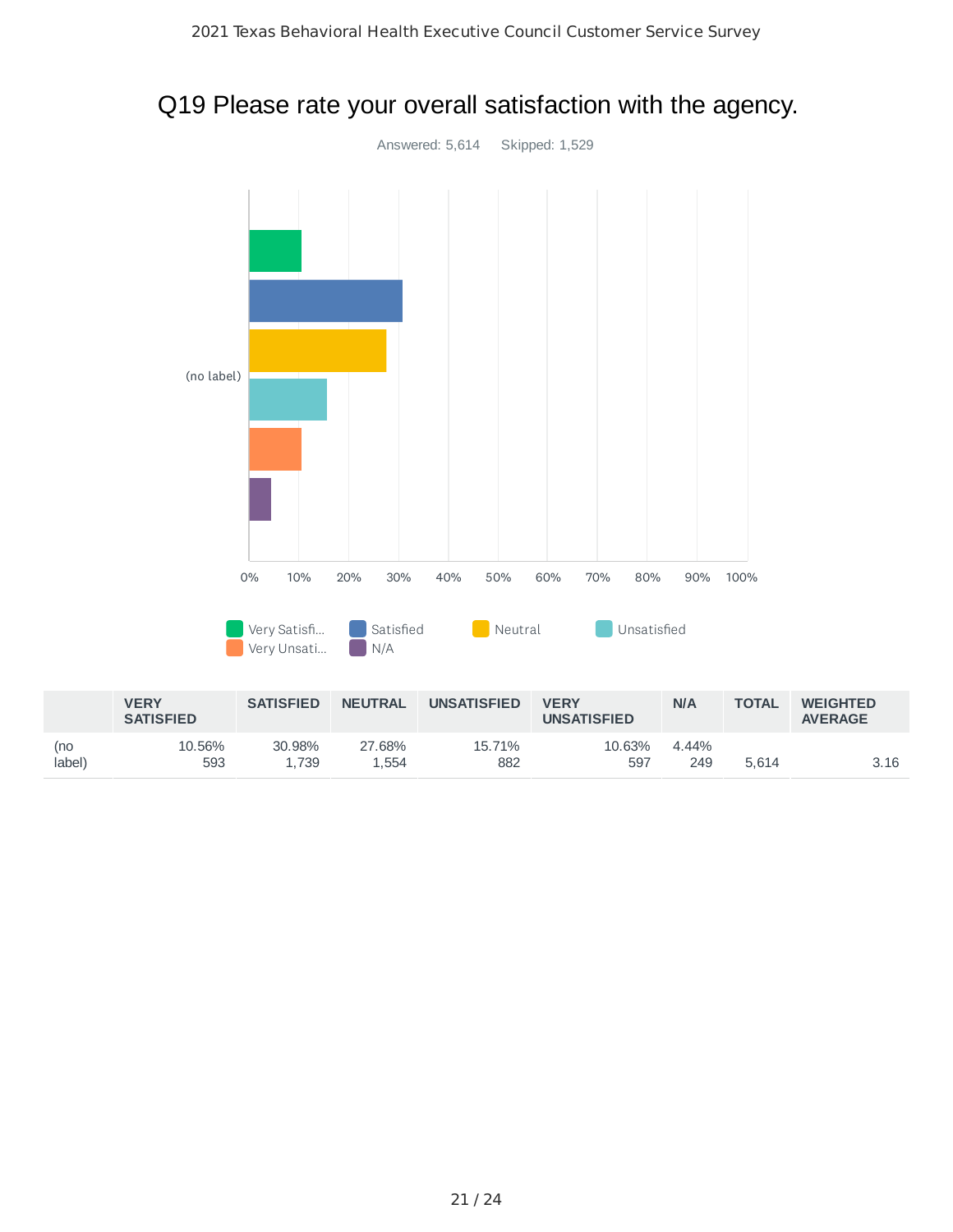# Q19 Please rate your overall satisfaction with the agency.

Answered: 5,614    Skipped: 1,529

| | VERY SATISFIED | SATISFIED | NEUTRAL | UNSATISFIED | VERY UNSATISFIED | N/A | TOTAL | WEIGHTED AVERAGE |
|---|---|---|---|---|---|---|---|---|
| (no label) | 10.56%<br>593 | 30.98%<br>1,739 | 27.68%<br>1,554 | 15.71%<br>882 | 10.63%<br>597 | 4.44%<br>249 | 5,614 | 3.16 |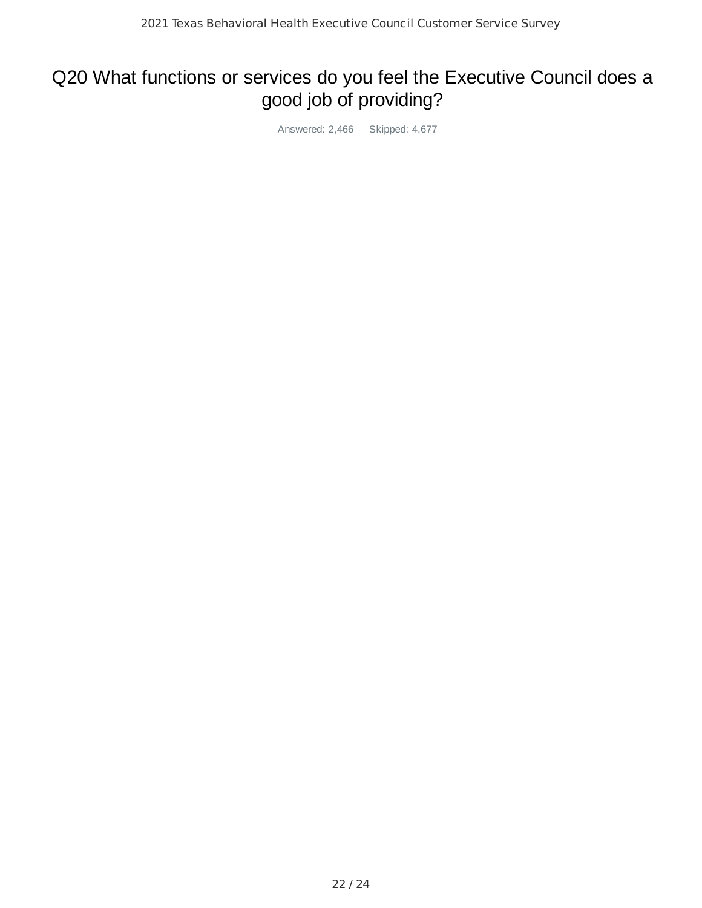## Q20 What functions or services do you feel the Executive Council does a good job of providing?

Answered: 2,466 Skipped: 4,677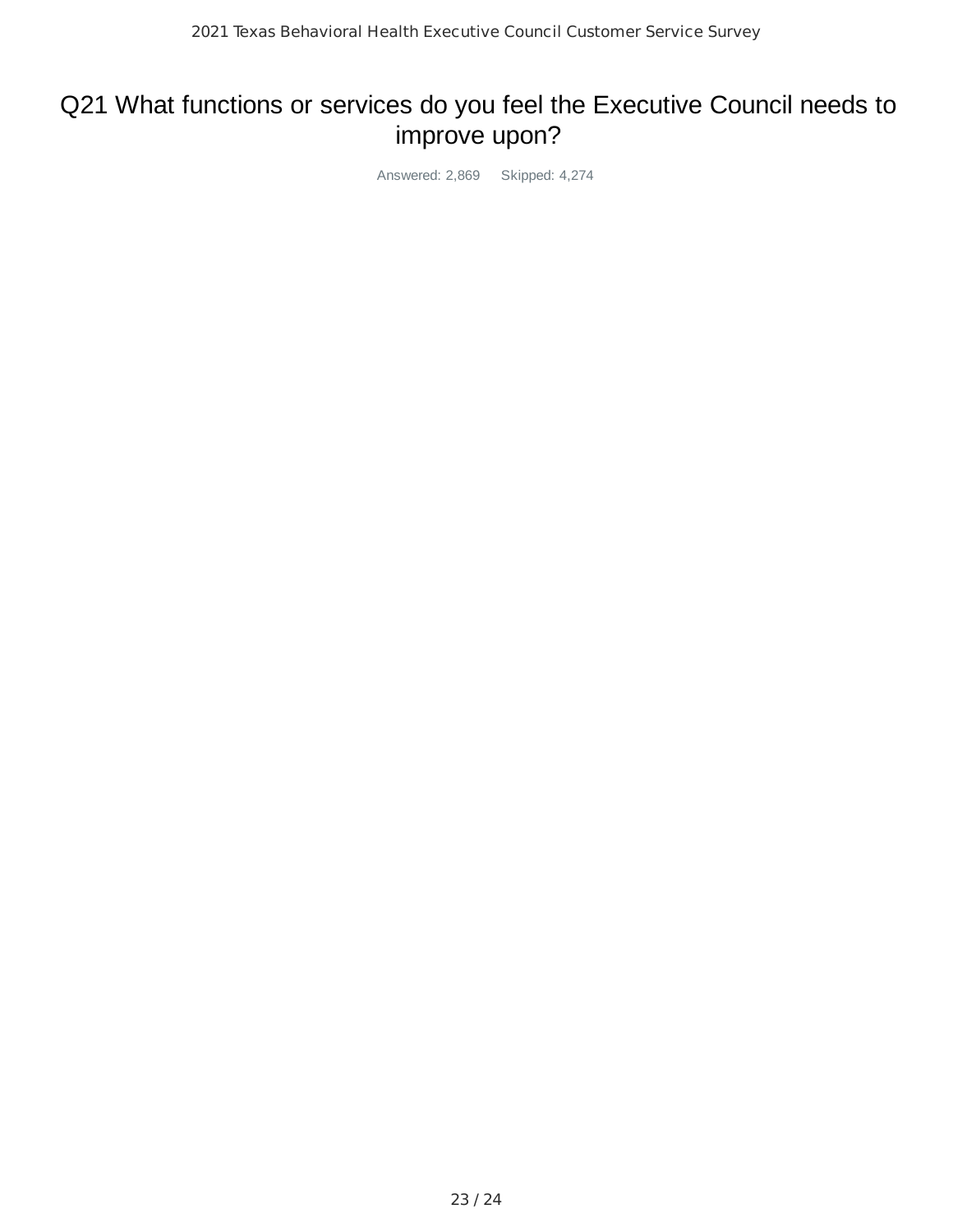# Q21 What functions or services do you feel the Executive Council needs to improve upon?

Answered: 2,869 Skipped: 4,274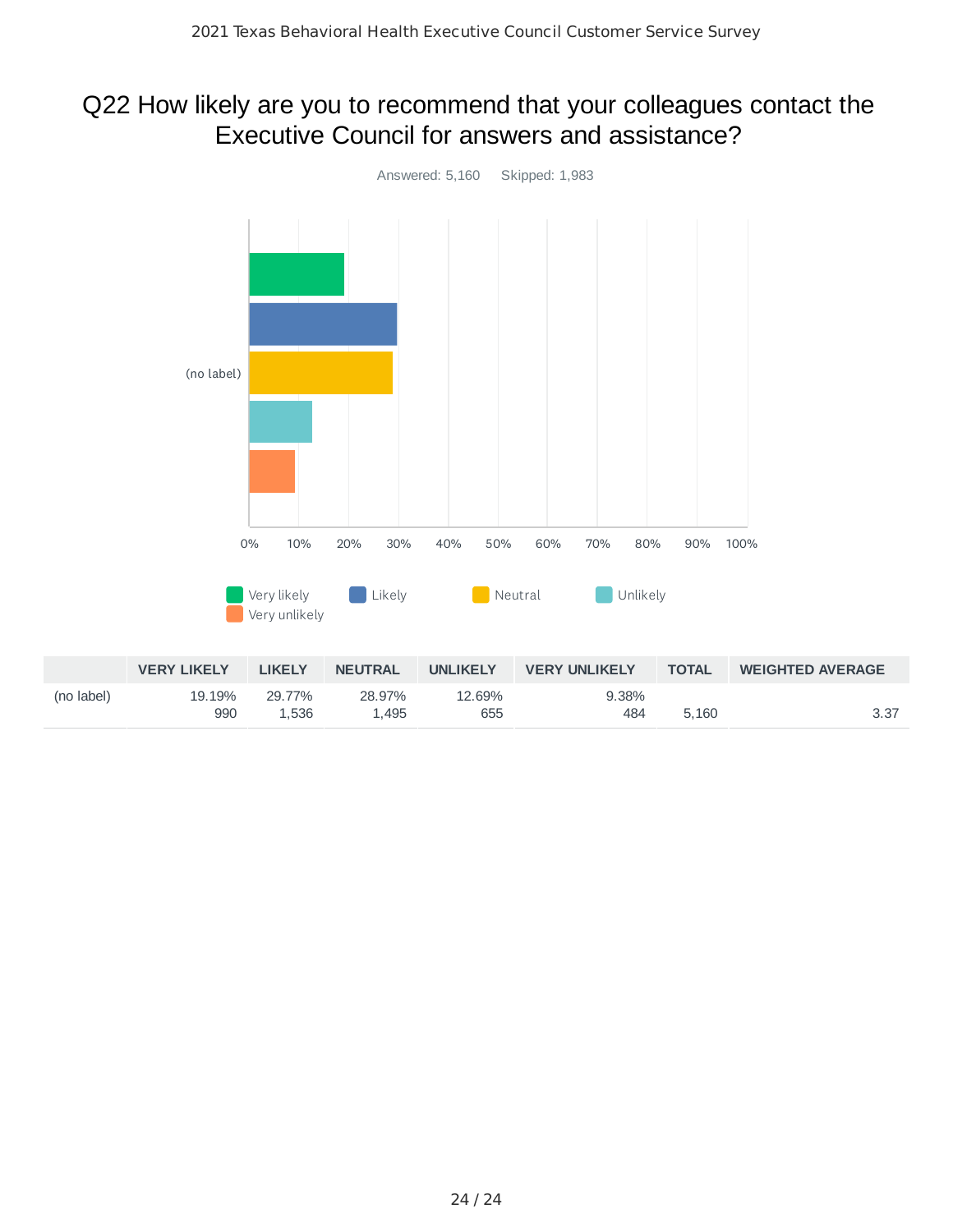# Q22 How likely are you to recommend that your colleagues contact the Executive Council for answers and assistance?

Answered: 5,160 Skipped: 1,983

(no label)

0% 10% 20% 30% 40% 50% 60% 70% 80% 90% 100%

Very likely Likely Neutral Unlikely Very unlikely

| | VERY LIKELY | LIKELY | NEUTRAL | UNLIKELY | VERY UNLIKELY | TOTAL | WEIGHTED AVERAGE |
|---|---|---|---|---|---|---|---|
| (no label) | 19.19% 990 | 29.77% 1,536 | 28.97% 1,495 | 12.69% 655 | 9.38% 484 | 5,160 | 3.37 |